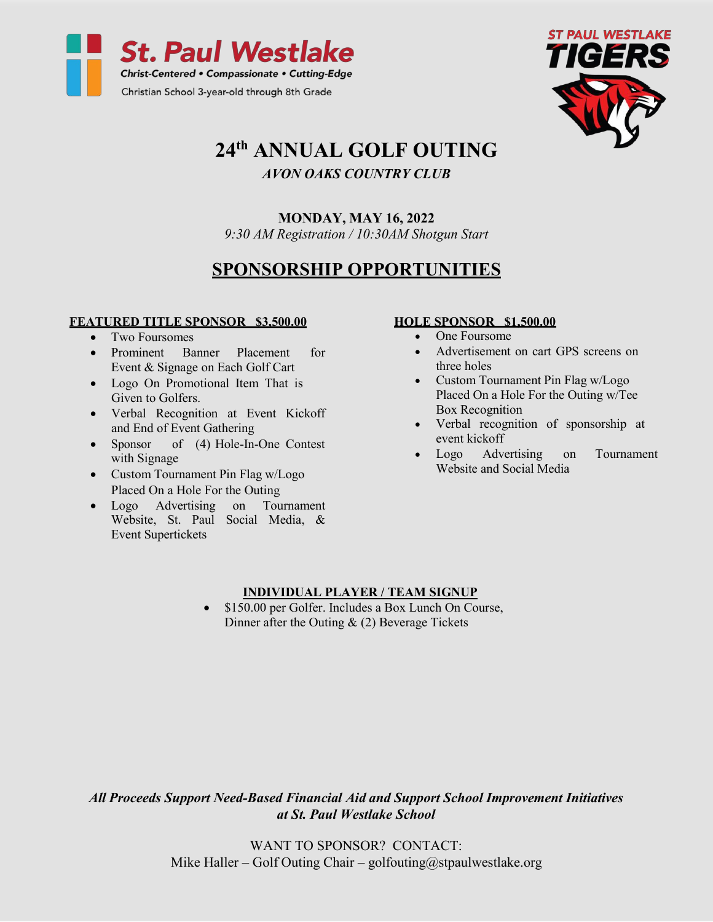St. Paul Westlake

*Christ-Centered • Compassionate • Cutting-Edge*

Christian School 3-year-old through 8th Grade

ST PAUL WESTLAKE TIGERS

# 24th ANNUAL GOLF OUTING

*AVON OAKS COUNTRY CLUB*

**MONDAY, MAY 16, 2022**

*9:30 AM Registration / 10:30AM Shotgun Start*

## SPONSORSHIP OPPORTUNITIES

**FEATURED TITLE SPONSOR $3,500.00**

- Two Foursomes
- Prominent Banner Placement for Event & Signage on Each Golf Cart
- Logo On Promotional Item That is Given to Golfers.
- Verbal Recognition at Event Kickoff and End of Event Gathering
- Sponsor of (4) Hole-In-One Contest with Signage
- Custom Tournament Pin Flag w/Logo Placed On a Hole For the Outing
- Logo Advertising on Tournament Website, St. Paul Social Media, & Event Supertickets

**HOLE SPONSOR $1,500.00**

- One Foursome
- Advertisement on cart GPS screens on three holes
- Custom Tournament Pin Flag w/Logo Placed On a Hole For the Outing w/Tee Box Recognition
- Verbal recognition of sponsorship at event kickoff
- Logo Advertising on Tournament Website and Social Media

**INDIVIDUAL PLAYER / TEAM SIGNUP**

- $150.00 per Golfer. Includes a Box Lunch On Course, Dinner after the Outing & (2) Beverage Tickets

***All Proceeds Support Need-Based Financial Aid and Support School Improvement Initiatives at St. Paul Westlake School***

WANT TO SPONSOR? CONTACT:
Mike Haller – Golf Outing Chair – golfouting@stpaulwestlake.org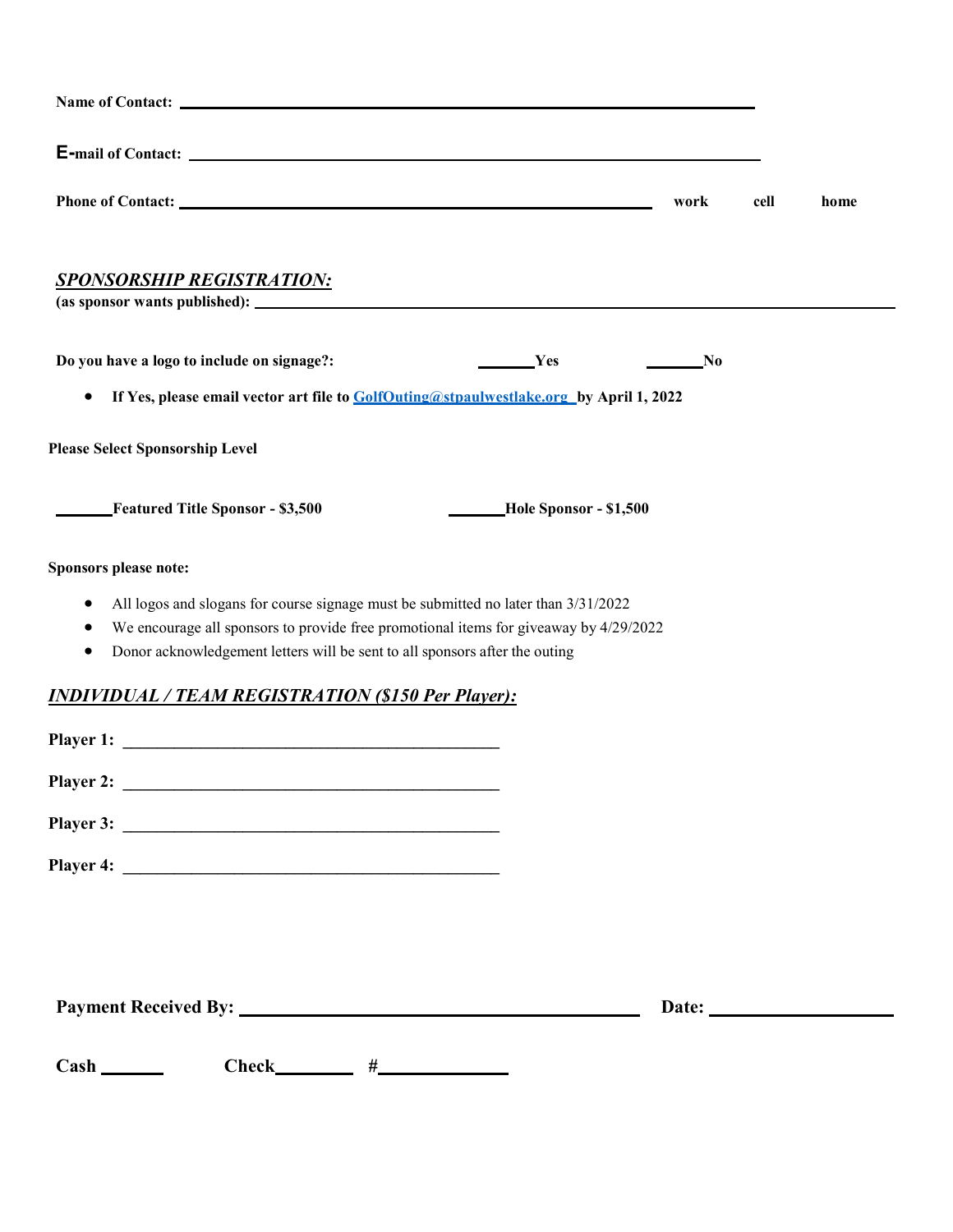**Name of Contact:** ______________________________________________________________

**E-mail of Contact:** ______________________________________________________________

**Phone of Contact:** ____________________________________________________ **work** **cell** **home**

***SPONSORSHIP REGISTRATION:***

**(as sponsor wants published):** ______________________________________________________________

**Do you have a logo to include on signage?:** _______**Yes** _______**No**

- **If Yes, please email vector art file to [GolfOuting@stpaulwestlake.org](mailto:GolfOuting@stpaulwestlake.org) by April 1, 2022**

**Please Select Sponsorship Level**

_______**Featured Title Sponsor - $3,500** _______**Hole Sponsor - $1,500**

**Sponsors please note:**

- All logos and slogans for course signage must be submitted no later than 3/31/2022
- We encourage all sponsors to provide free promotional items for giveaway by 4/29/2022
- Donor acknowledgement letters will be sent to all sponsors after the outing

***INDIVIDUAL / TEAM REGISTRATION ($150 Per Player):***

**Player 1:** ____________________________________________

**Player 2:** ____________________________________________

**Player 3:** ____________________________________________

**Player 4:** ____________________________________________

**Payment Received By:** ____________________________________________ **Date:** ____________________

**Cash** _______ **Check**_________ **#**______________